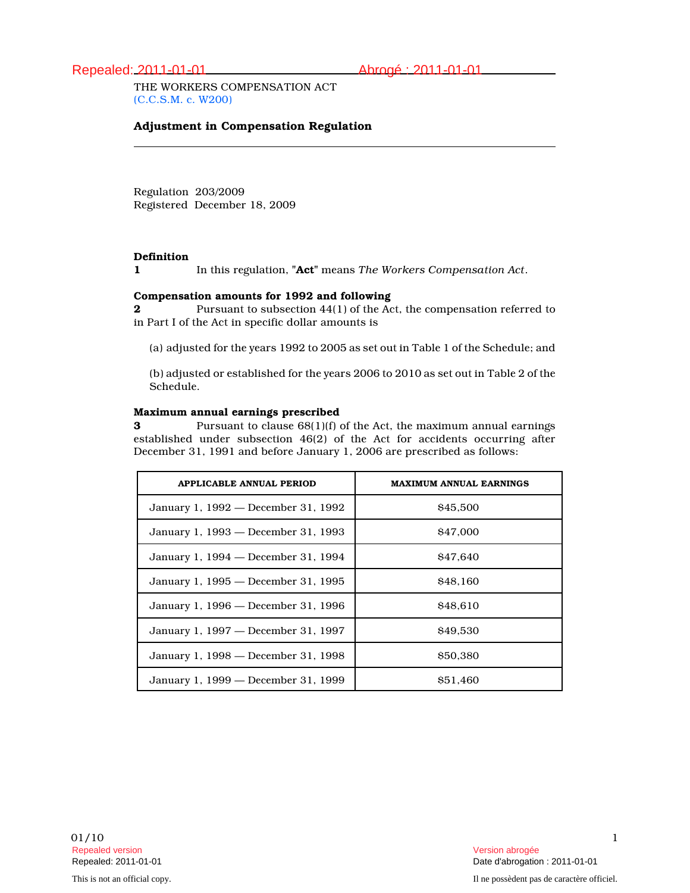Repealed: 2011-01-01 Abrogé : 2011-01-01

THE WORKERS COMPENSATION ACT
(C.C.S.M. c. W200)

**Adjustment in Compensation Regulation**

Regulation 203/2009
Registered December 18, 2009

**Definition**
**1** In this regulation, "**Act**" means *The Workers Compensation Act*.

**Compensation amounts for 1992 and following**
**2** Pursuant to subsection 44(1) of the Act, the compensation referred to in Part I of the Act in specific dollar amounts is

(a) adjusted for the years 1992 to 2005 as set out in Table 1 of the Schedule; and

(b) adjusted or established for the years 2006 to 2010 as set out in Table 2 of the Schedule.

**Maximum annual earnings prescribed**
**3** Pursuant to clause 68(1)(f) of the Act, the maximum annual earnings established under subsection 46(2) of the Act for accidents occurring after December 31, 1991 and before January 1, 2006 are prescribed as follows:

| APPLICABLE ANNUAL PERIOD | MAXIMUM ANNUAL EARNINGS |
|---|---|
| January 1, 1992 — December 31, 1992 | $45,500 |
| January 1, 1993 — December 31, 1993 | $47,000 |
| January 1, 1994 — December 31, 1994 | $47,640 |
| January 1, 1995 — December 31, 1995 | $48,160 |
| January 1, 1996 — December 31, 1996 | $48,610 |
| January 1, 1997 — December 31, 1997 | $49,530 |
| January 1, 1998 — December 31, 1998 | $50,380 |
| January 1, 1999 — December 31, 1999 | $51,460 |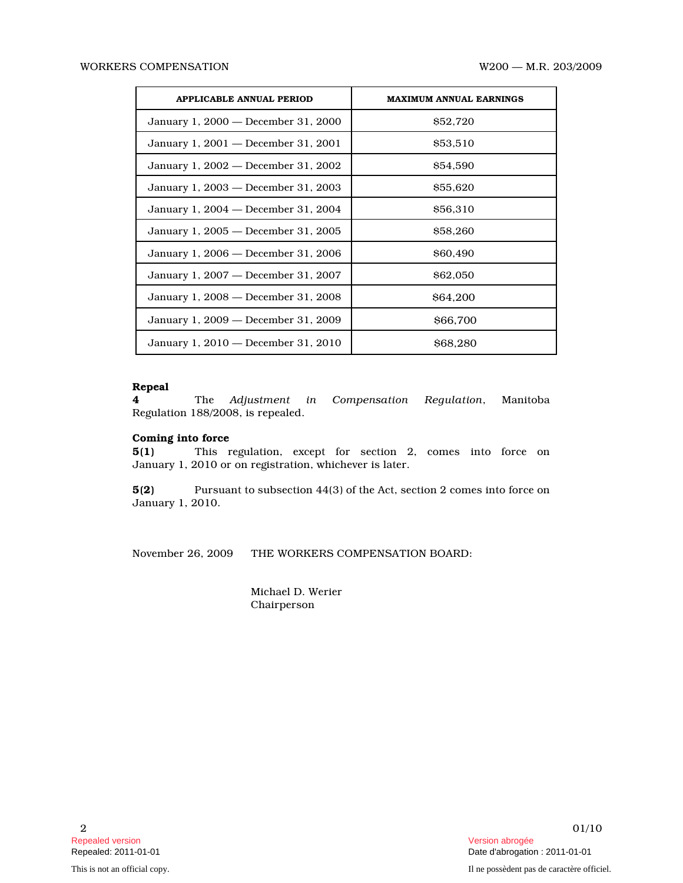| APPLICABLE ANNUAL PERIOD | MAXIMUM ANNUAL EARNINGS |
|---|---|
| January 1, 2000 — December 31, 2000 | $52,720 |
| January 1, 2001 — December 31, 2001 | $53,510 |
| January 1, 2002 — December 31, 2002 | $54,590 |
| January 1, 2003 — December 31, 2003 | $55,620 |
| January 1, 2004 — December 31, 2004 | $56,310 |
| January 1, 2005 — December 31, 2005 | $58,260 |
| January 1, 2006 — December 31, 2006 | $60,490 |
| January 1, 2007 — December 31, 2007 | $62,050 |
| January 1, 2008 — December 31, 2008 | $64,200 |
| January 1, 2009 — December 31, 2009 | $66,700 |
| January 1, 2010 — December 31, 2010 | $68,280 |

**Repeal**

**4** The *Adjustment in Compensation Regulation*, Manitoba Regulation 188/2008, is repealed.

**Coming into force**

**5(1)** This regulation, except for section 2, comes into force on January 1, 2010 or on registration, whichever is later.

**5(2)** Pursuant to subsection 44(3) of the Act, section 2 comes into force on January 1, 2010.

November 26, 2009 THE WORKERS COMPENSATION BOARD:

Michael D. Werier
Chairperson

Repealed version
Repealed: 2011-01-01

Version abrogée
Date d'abrogation : 2011-01-01

This is not an official copy.

Il ne possèdent pas de caractère officiel.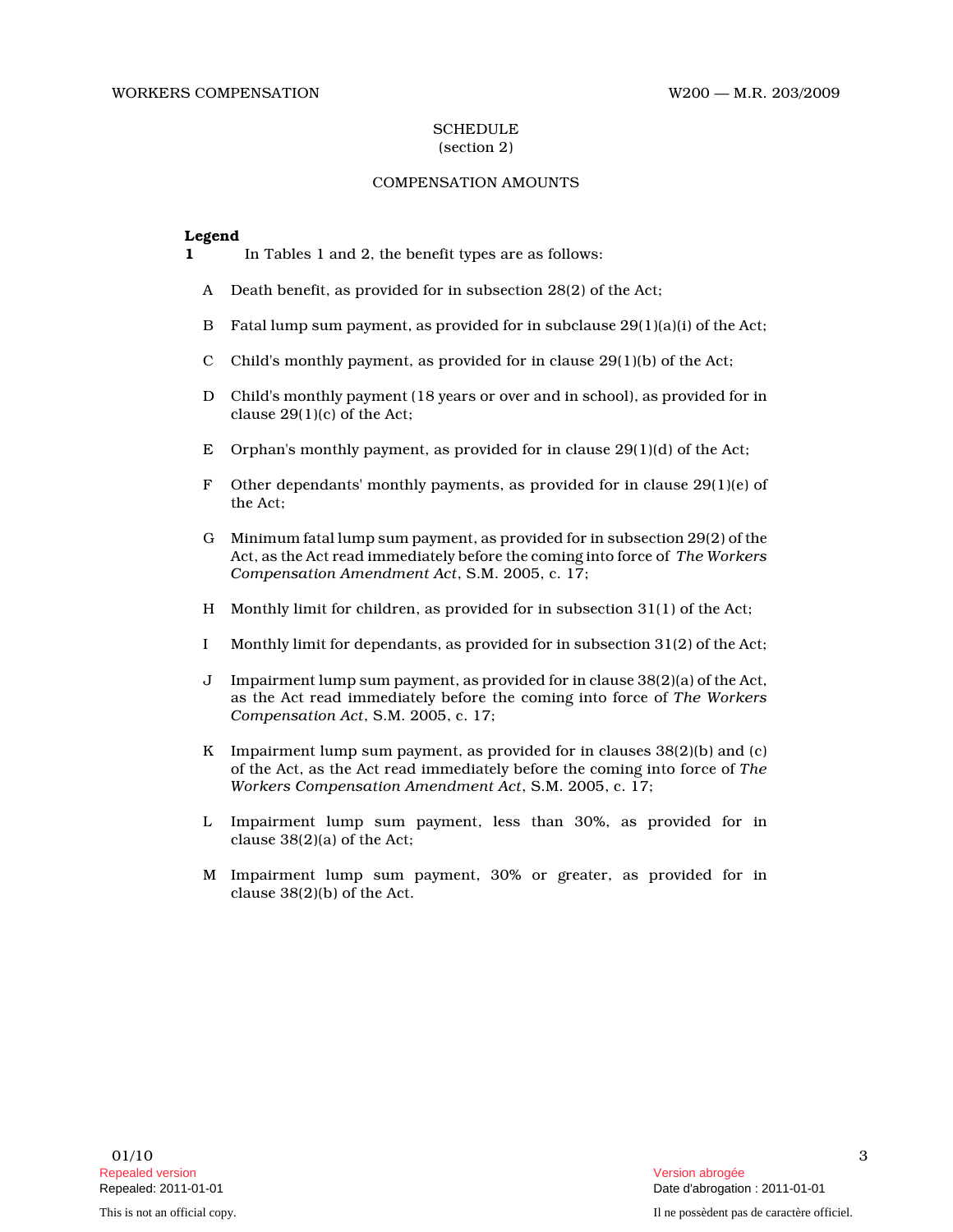## SCHEDULE
(section 2)

## COMPENSATION AMOUNTS

**Legend**

**1** In Tables 1 and 2, the benefit types are as follows:

A Death benefit, as provided for in subsection 28(2) of the Act;

B Fatal lump sum payment, as provided for in subclause 29(1)(a)(i) of the Act;

C Child's monthly payment, as provided for in clause 29(1)(b) of the Act;

D Child's monthly payment (18 years or over and in school), as provided for in clause 29(1)(c) of the Act;

E Orphan's monthly payment, as provided for in clause 29(1)(d) of the Act;

F Other dependants' monthly payments, as provided for in clause 29(1)(e) of the Act;

G Minimum fatal lump sum payment, as provided for in subsection 29(2) of the Act, as the Act read immediately before the coming into force of *The Workers Compensation Amendment Act*, S.M. 2005, c. 17;

H Monthly limit for children, as provided for in subsection 31(1) of the Act;

I Monthly limit for dependants, as provided for in subsection 31(2) of the Act;

J Impairment lump sum payment, as provided for in clause 38(2)(a) of the Act, as the Act read immediately before the coming into force of *The Workers Compensation Act*, S.M. 2005, c. 17;

K Impairment lump sum payment, as provided for in clauses 38(2)(b) and (c) of the Act, as the Act read immediately before the coming into force of *The Workers Compensation Amendment Act*, S.M. 2005, c. 17;

L Impairment lump sum payment, less than 30%, as provided for in clause 38(2)(a) of the Act;

M Impairment lump sum payment, 30% or greater, as provided for in clause 38(2)(b) of the Act.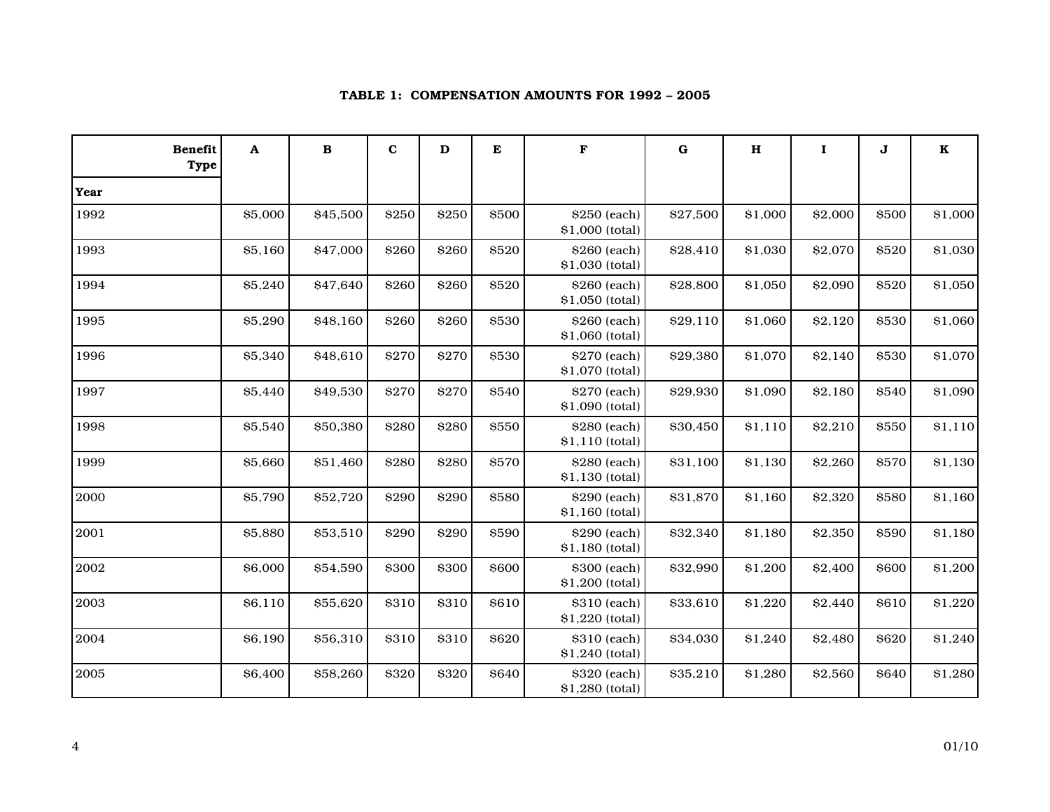**TABLE 1: COMPENSATION AMOUNTS FOR 1992 – 2005**

| Benefit Type / Year | A | B | C | D | E | F | G | H | I | J | K |
|---|---|---|---|---|---|---|---|---|---|---|---|
| 1992 | $5,000 | $45,500 | $250 | $250 | $500 | $250 (each) $1,000 (total) | $27,500 | $1,000 | $2,000 | $500 | $1,000 |
| 1993 | $5,160 | $47,000 | $260 | $260 | $520 | $260 (each) $1,030 (total) | $28,410 | $1,030 | $2,070 | $520 | $1,030 |
| 1994 | $5,240 | $47,640 | $260 | $260 | $520 | $260 (each) $1,050 (total) | $28,800 | $1,050 | $2,090 | $520 | $1,050 |
| 1995 | $5,290 | $48,160 | $260 | $260 | $530 | $260 (each) $1,060 (total) | $29,110 | $1,060 | $2,120 | $530 | $1,060 |
| 1996 | $5,340 | $48,610 | $270 | $270 | $530 | $270 (each) $1,070 (total) | $29,380 | $1,070 | $2,140 | $530 | $1,070 |
| 1997 | $5,440 | $49,530 | $270 | $270 | $540 | $270 (each) $1,090 (total) | $29,930 | $1,090 | $2,180 | $540 | $1,090 |
| 1998 | $5,540 | $50,380 | $280 | $280 | $550 | $280 (each) $1,110 (total) | $30,450 | $1,110 | $2,210 | $550 | $1,110 |
| 1999 | $5,660 | $51,460 | $280 | $280 | $570 | $280 (each) $1,130 (total) | $31,100 | $1,130 | $2,260 | $570 | $1,130 |
| 2000 | $5,790 | $52,720 | $290 | $290 | $580 | $290 (each) $1,160 (total) | $31,870 | $1,160 | $2,320 | $580 | $1,160 |
| 2001 | $5,880 | $53,510 | $290 | $290 | $590 | $290 (each) $1,180 (total) | $32,340 | $1,180 | $2,350 | $590 | $1,180 |
| 2002 | $6,000 | $54,590 | $300 | $300 | $600 | $300 (each) $1,200 (total) | $32,990 | $1,200 | $2,400 | $600 | $1,200 |
| 2003 | $6,110 | $55,620 | $310 | $310 | $610 | $310 (each) $1,220 (total) | $33,610 | $1,220 | $2,440 | $610 | $1,220 |
| 2004 | $6,190 | $56,310 | $310 | $310 | $620 | $310 (each) $1,240 (total) | $34,030 | $1,240 | $2,480 | $620 | $1,240 |
| 2005 | $6,400 | $58,260 | $320 | $320 | $640 | $320 (each) $1,280 (total) | $35,210 | $1,280 | $2,560 | $640 | $1,280 |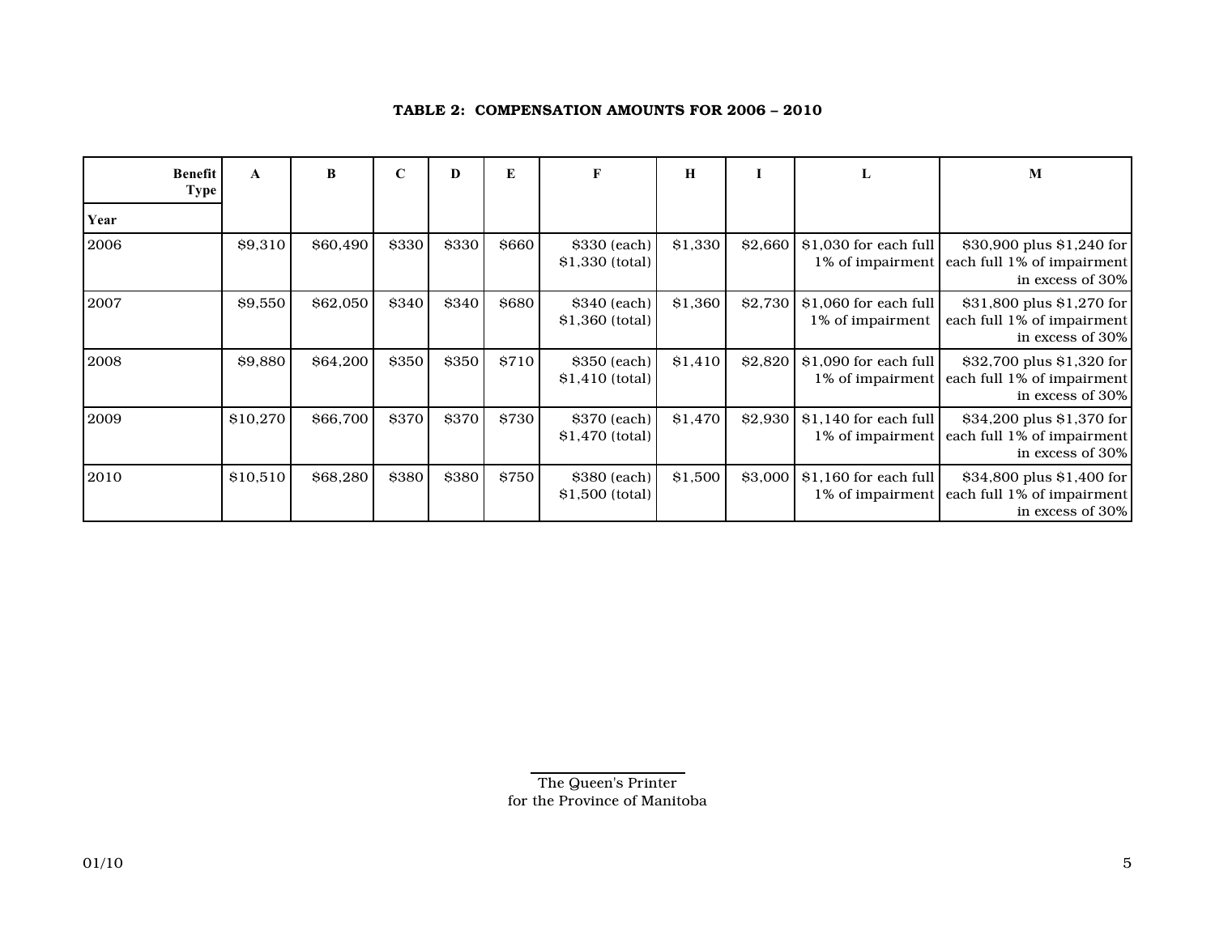**TABLE 2: COMPENSATION AMOUNTS FOR 2006 – 2010**

| Benefit Type / Year | A | B | C | D | E | F | H | I | L | M |
|---|---|---|---|---|---|---|---|---|---|---|
| 2006 | $9,310 | $60,490 | $330 | $330 | $660 | $330 (each) $1,330 (total) | $1,330 | $2,660 | $1,030 for each full 1% of impairment | $30,900 plus $1,240 for each full 1% of impairment in excess of 30% |
| 2007 | $9,550 | $62,050 | $340 | $340 | $680 | $340 (each) $1,360 (total) | $1,360 | $2,730 | $1,060 for each full 1% of impairment | $31,800 plus $1,270 for each full 1% of impairment in excess of 30% |
| 2008 | $9,880 | $64,200 | $350 | $350 | $710 | $350 (each) $1,410 (total) | $1,410 | $2,820 | $1,090 for each full 1% of impairment | $32,700 plus $1,320 for each full 1% of impairment in excess of 30% |
| 2009 | $10,270 | $66,700 | $370 | $370 | $730 | $370 (each) $1,470 (total) | $1,470 | $2,930 | $1,140 for each full 1% of impairment | $34,200 plus $1,370 for each full 1% of impairment in excess of 30% |
| 2010 | $10,510 | $68,280 | $380 | $380 | $750 | $380 (each) $1,500 (total) | $1,500 | $3,000 | $1,160 for each full 1% of impairment | $34,800 plus $1,400 for each full 1% of impairment in excess of 30% |

The Queen's Printer
for the Province of Manitoba